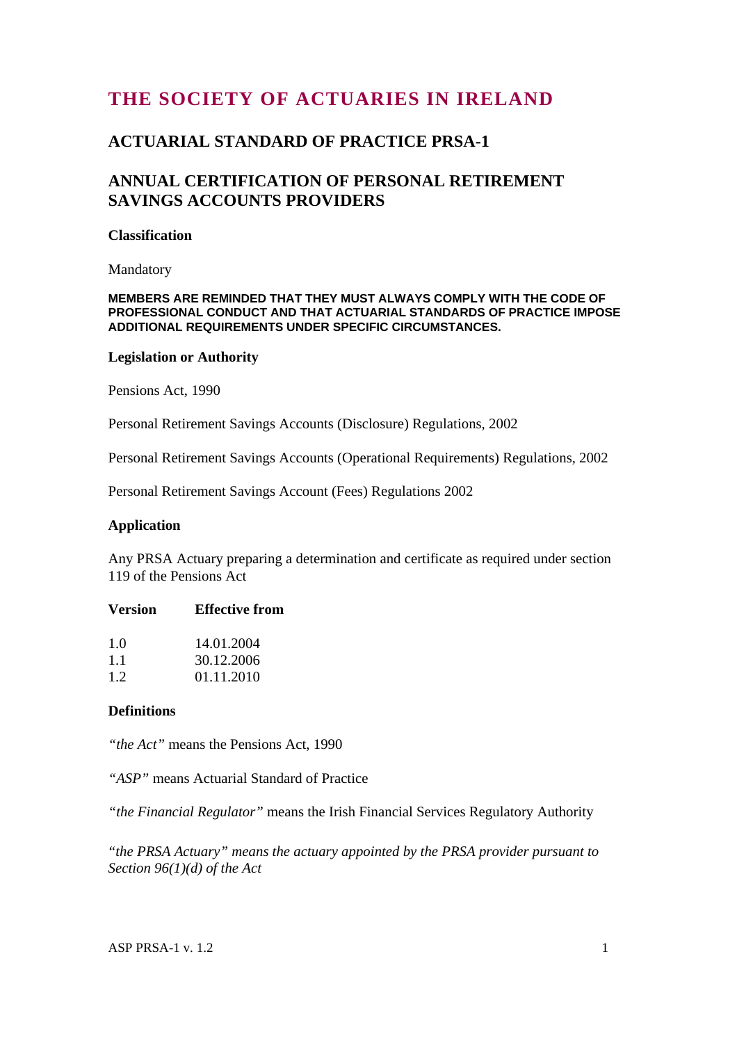# THE SOCIETY OF ACTUARIES IN IRELAND

## ACTUARIAL STANDARD OF PRACTICE PRSA-1

## ANNUAL CERTIFICATION OF PERSONAL RETIREMENT SAVINGS ACCOUNTS PROVIDERS

**Classification**

Mandatory

**MEMBERS ARE REMINDED THAT THEY MUST ALWAYS COMPLY WITH THE CODE OF PROFESSIONAL CONDUCT AND THAT ACTUARIAL STANDARDS OF PRACTICE IMPOSE ADDITIONAL REQUIREMENTS UNDER SPECIFIC CIRCUMSTANCES.**

**Legislation or Authority**

Pensions Act, 1990

Personal Retirement Savings Accounts (Disclosure) Regulations, 2002

Personal Retirement Savings Accounts (Operational Requirements) Regulations, 2002

Personal Retirement Savings Account (Fees) Regulations 2002

**Application**

Any PRSA Actuary preparing a determination and certificate as required under section 119 of the Pensions Act

| Version | Effective from |
|---|---|
| 1.0 | 14.01.2004 |
| 1.1 | 30.12.2006 |
| 1.2 | 01.11.2010 |

**Definitions**

*"the Act"* means the Pensions Act, 1990

*"ASP"* means Actuarial Standard of Practice

*"the Financial Regulator"* means the Irish Financial Services Regulatory Authority

*"the PRSA Actuary" means the actuary appointed by the PRSA provider pursuant to Section 96(1)(d) of the Act*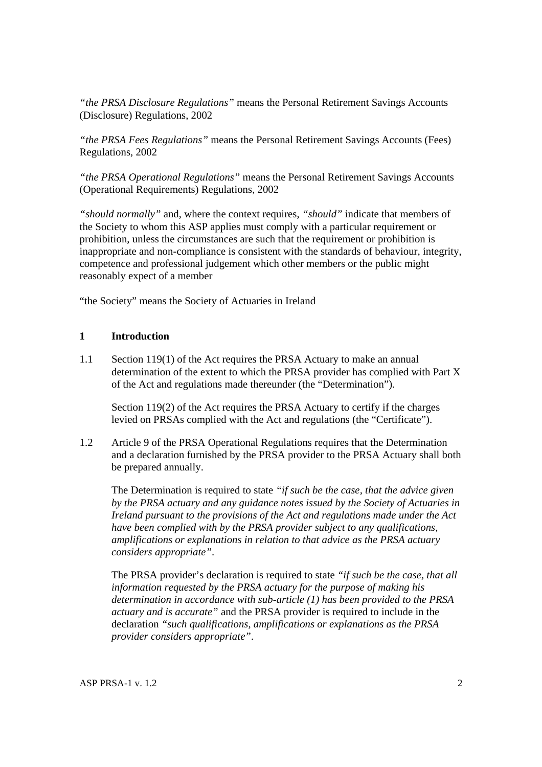*"the PRSA Disclosure Regulations"* means the Personal Retirement Savings Accounts (Disclosure) Regulations, 2002

*"the PRSA Fees Regulations"* means the Personal Retirement Savings Accounts (Fees) Regulations, 2002

*"the PRSA Operational Regulations"* means the Personal Retirement Savings Accounts (Operational Requirements) Regulations, 2002

*"should normally"* and, where the context requires, *"should"* indicate that members of the Society to whom this ASP applies must comply with a particular requirement or prohibition, unless the circumstances are such that the requirement or prohibition is inappropriate and non-compliance is consistent with the standards of behaviour, integrity, competence and professional judgement which other members or the public might reasonably expect of a member

"the Society" means the Society of Actuaries in Ireland

## 1 Introduction

1.1 Section 119(1) of the Act requires the PRSA Actuary to make an annual determination of the extent to which the PRSA provider has complied with Part X of the Act and regulations made thereunder (the "Determination").

Section 119(2) of the Act requires the PRSA Actuary to certify if the charges levied on PRSAs complied with the Act and regulations (the "Certificate").

1.2 Article 9 of the PRSA Operational Regulations requires that the Determination and a declaration furnished by the PRSA provider to the PRSA Actuary shall both be prepared annually.

The Determination is required to state *"if such be the case, that the advice given by the PRSA actuary and any guidance notes issued by the Society of Actuaries in Ireland pursuant to the provisions of the Act and regulations made under the Act have been complied with by the PRSA provider subject to any qualifications, amplifications or explanations in relation to that advice as the PRSA actuary considers appropriate"*.

The PRSA provider's declaration is required to state *"if such be the case, that all information requested by the PRSA actuary for the purpose of making his determination in accordance with sub-article (1) has been provided to the PRSA actuary and is accurate"* and the PRSA provider is required to include in the declaration *"such qualifications, amplifications or explanations as the PRSA provider considers appropriate"*.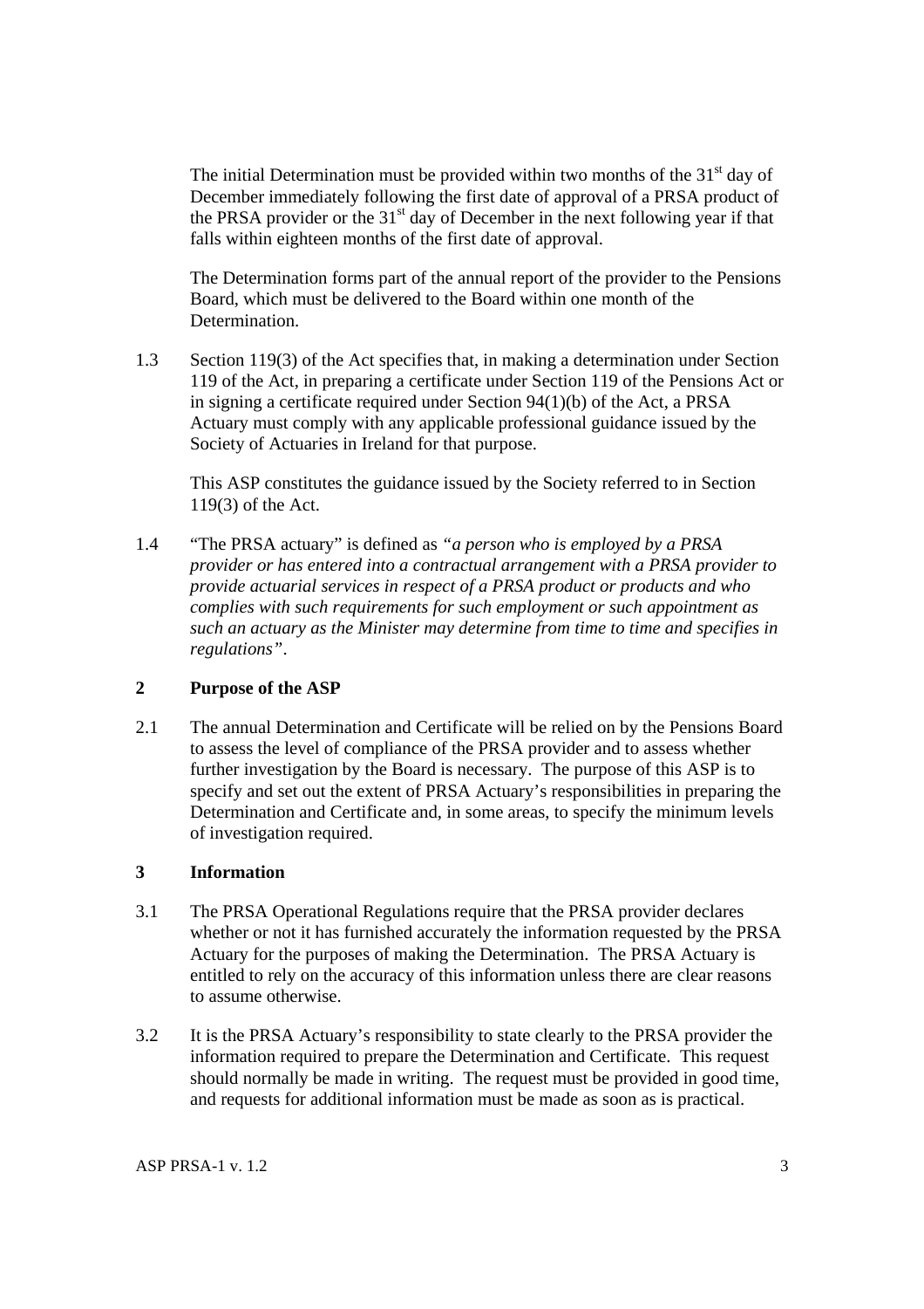The initial Determination must be provided within two months of the 31st day of December immediately following the first date of approval of a PRSA product of the PRSA provider or the 31st day of December in the next following year if that falls within eighteen months of the first date of approval.

The Determination forms part of the annual report of the provider to the Pensions Board, which must be delivered to the Board within one month of the Determination.

1.3 Section 119(3) of the Act specifies that, in making a determination under Section 119 of the Act, in preparing a certificate under Section 119 of the Pensions Act or in signing a certificate required under Section 94(1)(b) of the Act, a PRSA Actuary must comply with any applicable professional guidance issued by the Society of Actuaries in Ireland for that purpose.

This ASP constitutes the guidance issued by the Society referred to in Section 119(3) of the Act.

1.4 "The PRSA actuary" is defined as *"a person who is employed by a PRSA provider or has entered into a contractual arrangement with a PRSA provider to provide actuarial services in respect of a PRSA product or products and who complies with such requirements for such employment or such appointment as such an actuary as the Minister may determine from time to time and specifies in regulations"*.

## 2 Purpose of the ASP

2.1 The annual Determination and Certificate will be relied on by the Pensions Board to assess the level of compliance of the PRSA provider and to assess whether further investigation by the Board is necessary. The purpose of this ASP is to specify and set out the extent of PRSA Actuary's responsibilities in preparing the Determination and Certificate and, in some areas, to specify the minimum levels of investigation required.

## 3 Information

3.1 The PRSA Operational Regulations require that the PRSA provider declares whether or not it has furnished accurately the information requested by the PRSA Actuary for the purposes of making the Determination. The PRSA Actuary is entitled to rely on the accuracy of this information unless there are clear reasons to assume otherwise.

3.2 It is the PRSA Actuary's responsibility to state clearly to the PRSA provider the information required to prepare the Determination and Certificate. This request should normally be made in writing. The request must be provided in good time, and requests for additional information must be made as soon as is practical.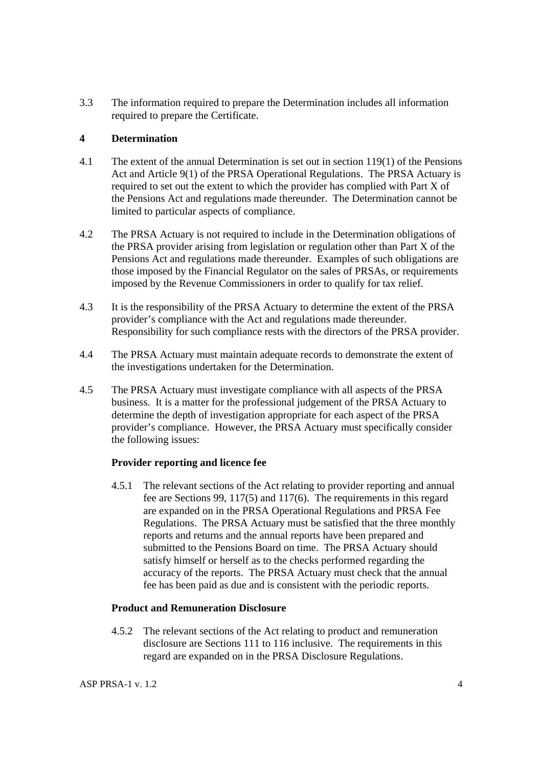3.3 The information required to prepare the Determination includes all information required to prepare the Certificate.

## 4 Determination

4.1 The extent of the annual Determination is set out in section 119(1) of the Pensions Act and Article 9(1) of the PRSA Operational Regulations. The PRSA Actuary is required to set out the extent to which the provider has complied with Part X of the Pensions Act and regulations made thereunder. The Determination cannot be limited to particular aspects of compliance.

4.2 The PRSA Actuary is not required to include in the Determination obligations of the PRSA provider arising from legislation or regulation other than Part X of the Pensions Act and regulations made thereunder. Examples of such obligations are those imposed by the Financial Regulator on the sales of PRSAs, or requirements imposed by the Revenue Commissioners in order to qualify for tax relief.

4.3 It is the responsibility of the PRSA Actuary to determine the extent of the PRSA provider's compliance with the Act and regulations made thereunder. Responsibility for such compliance rests with the directors of the PRSA provider.

4.4 The PRSA Actuary must maintain adequate records to demonstrate the extent of the investigations undertaken for the Determination.

4.5 The PRSA Actuary must investigate compliance with all aspects of the PRSA business. It is a matter for the professional judgement of the PRSA Actuary to determine the depth of investigation appropriate for each aspect of the PRSA provider's compliance. However, the PRSA Actuary must specifically consider the following issues:

**Provider reporting and licence fee**

4.5.1 The relevant sections of the Act relating to provider reporting and annual fee are Sections 99, 117(5) and 117(6). The requirements in this regard are expanded on in the PRSA Operational Regulations and PRSA Fee Regulations. The PRSA Actuary must be satisfied that the three monthly reports and returns and the annual reports have been prepared and submitted to the Pensions Board on time. The PRSA Actuary should satisfy himself or herself as to the checks performed regarding the accuracy of the reports. The PRSA Actuary must check that the annual fee has been paid as due and is consistent with the periodic reports.

**Product and Remuneration Disclosure**

4.5.2 The relevant sections of the Act relating to product and remuneration disclosure are Sections 111 to 116 inclusive. The requirements in this regard are expanded on in the PRSA Disclosure Regulations.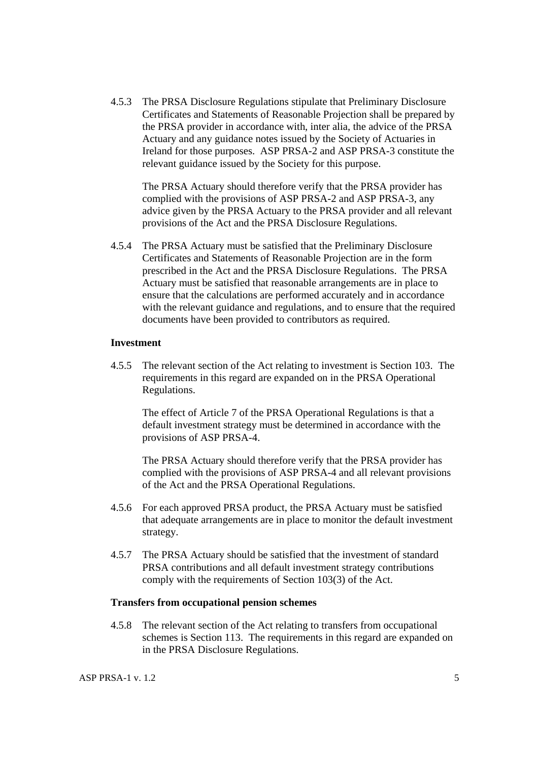4.5.3 The PRSA Disclosure Regulations stipulate that Preliminary Disclosure Certificates and Statements of Reasonable Projection shall be prepared by the PRSA provider in accordance with, inter alia, the advice of the PRSA Actuary and any guidance notes issued by the Society of Actuaries in Ireland for those purposes. ASP PRSA-2 and ASP PRSA-3 constitute the relevant guidance issued by the Society for this purpose.

The PRSA Actuary should therefore verify that the PRSA provider has complied with the provisions of ASP PRSA-2 and ASP PRSA-3, any advice given by the PRSA Actuary to the PRSA provider and all relevant provisions of the Act and the PRSA Disclosure Regulations.

4.5.4 The PRSA Actuary must be satisfied that the Preliminary Disclosure Certificates and Statements of Reasonable Projection are in the form prescribed in the Act and the PRSA Disclosure Regulations. The PRSA Actuary must be satisfied that reasonable arrangements are in place to ensure that the calculations are performed accurately and in accordance with the relevant guidance and regulations, and to ensure that the required documents have been provided to contributors as required.

**Investment**

4.5.5 The relevant section of the Act relating to investment is Section 103. The requirements in this regard are expanded on in the PRSA Operational Regulations.

The effect of Article 7 of the PRSA Operational Regulations is that a default investment strategy must be determined in accordance with the provisions of ASP PRSA-4.

The PRSA Actuary should therefore verify that the PRSA provider has complied with the provisions of ASP PRSA-4 and all relevant provisions of the Act and the PRSA Operational Regulations.

4.5.6 For each approved PRSA product, the PRSA Actuary must be satisfied that adequate arrangements are in place to monitor the default investment strategy.

4.5.7 The PRSA Actuary should be satisfied that the investment of standard PRSA contributions and all default investment strategy contributions comply with the requirements of Section 103(3) of the Act.

**Transfers from occupational pension schemes**

4.5.8 The relevant section of the Act relating to transfers from occupational schemes is Section 113. The requirements in this regard are expanded on in the PRSA Disclosure Regulations.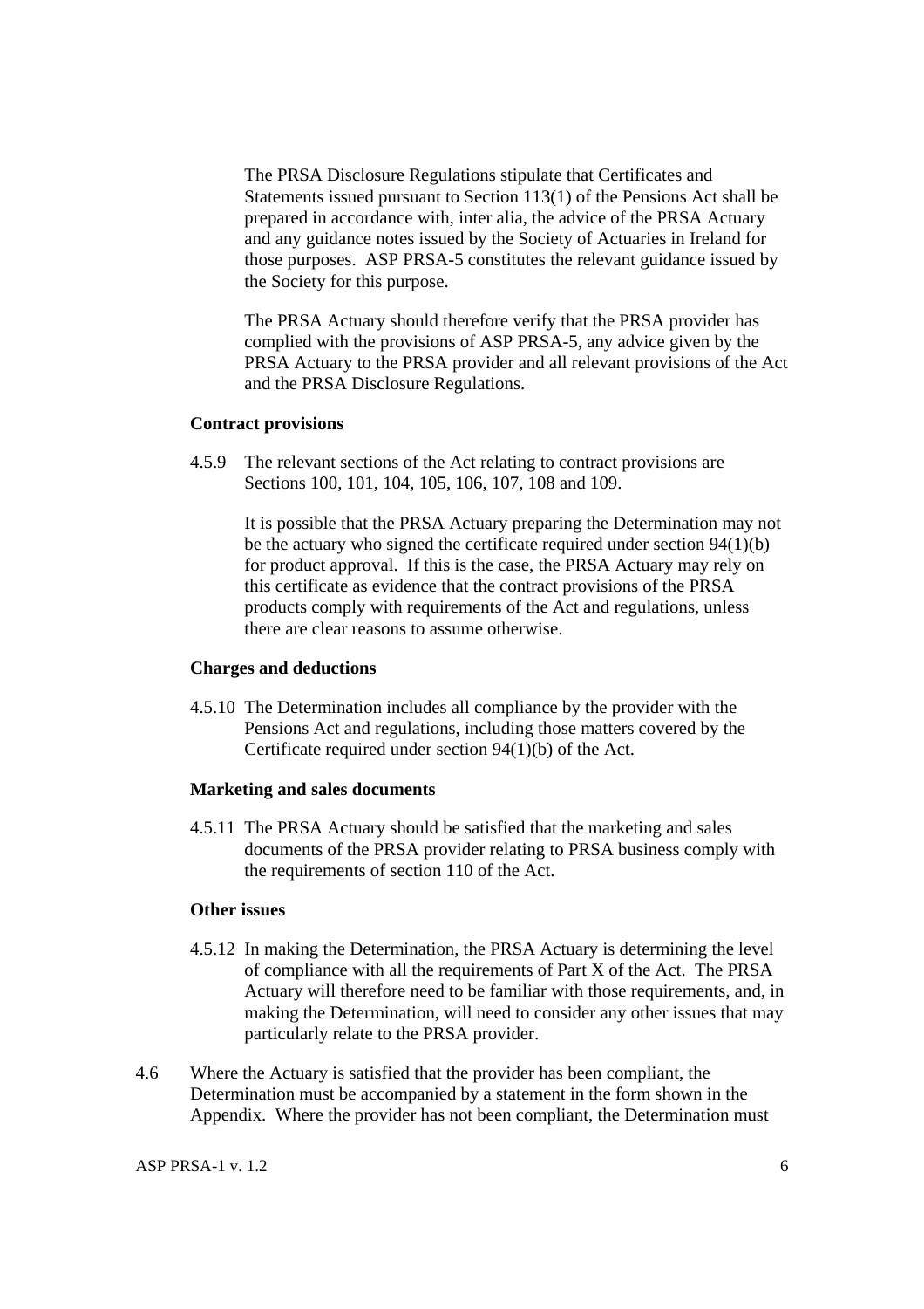The PRSA Disclosure Regulations stipulate that Certificates and Statements issued pursuant to Section 113(1) of the Pensions Act shall be prepared in accordance with, inter alia, the advice of the PRSA Actuary and any guidance notes issued by the Society of Actuaries in Ireland for those purposes. ASP PRSA-5 constitutes the relevant guidance issued by the Society for this purpose.

The PRSA Actuary should therefore verify that the PRSA provider has complied with the provisions of ASP PRSA-5, any advice given by the PRSA Actuary to the PRSA provider and all relevant provisions of the Act and the PRSA Disclosure Regulations.

**Contract provisions**

4.5.9 The relevant sections of the Act relating to contract provisions are Sections 100, 101, 104, 105, 106, 107, 108 and 109.

It is possible that the PRSA Actuary preparing the Determination may not be the actuary who signed the certificate required under section 94(1)(b) for product approval. If this is the case, the PRSA Actuary may rely on this certificate as evidence that the contract provisions of the PRSA products comply with requirements of the Act and regulations, unless there are clear reasons to assume otherwise.

**Charges and deductions**

4.5.10 The Determination includes all compliance by the provider with the Pensions Act and regulations, including those matters covered by the Certificate required under section 94(1)(b) of the Act.

**Marketing and sales documents**

4.5.11 The PRSA Actuary should be satisfied that the marketing and sales documents of the PRSA provider relating to PRSA business comply with the requirements of section 110 of the Act.

**Other issues**

4.5.12 In making the Determination, the PRSA Actuary is determining the level of compliance with all the requirements of Part X of the Act. The PRSA Actuary will therefore need to be familiar with those requirements, and, in making the Determination, will need to consider any other issues that may particularly relate to the PRSA provider.

4.6 Where the Actuary is satisfied that the provider has been compliant, the Determination must be accompanied by a statement in the form shown in the Appendix. Where the provider has not been compliant, the Determination must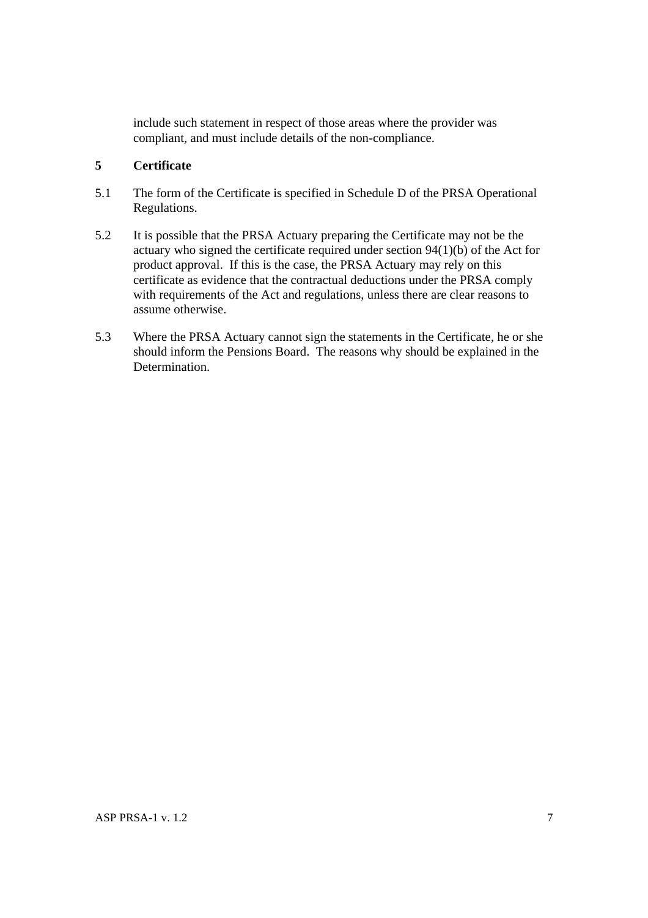include such statement in respect of those areas where the provider was compliant, and must include details of the non-compliance.

## 5 Certificate

5.1 The form of the Certificate is specified in Schedule D of the PRSA Operational Regulations.

5.2 It is possible that the PRSA Actuary preparing the Certificate may not be the actuary who signed the certificate required under section 94(1)(b) of the Act for product approval. If this is the case, the PRSA Actuary may rely on this certificate as evidence that the contractual deductions under the PRSA comply with requirements of the Act and regulations, unless there are clear reasons to assume otherwise.

5.3 Where the PRSA Actuary cannot sign the statements in the Certificate, he or she should inform the Pensions Board. The reasons why should be explained in the Determination.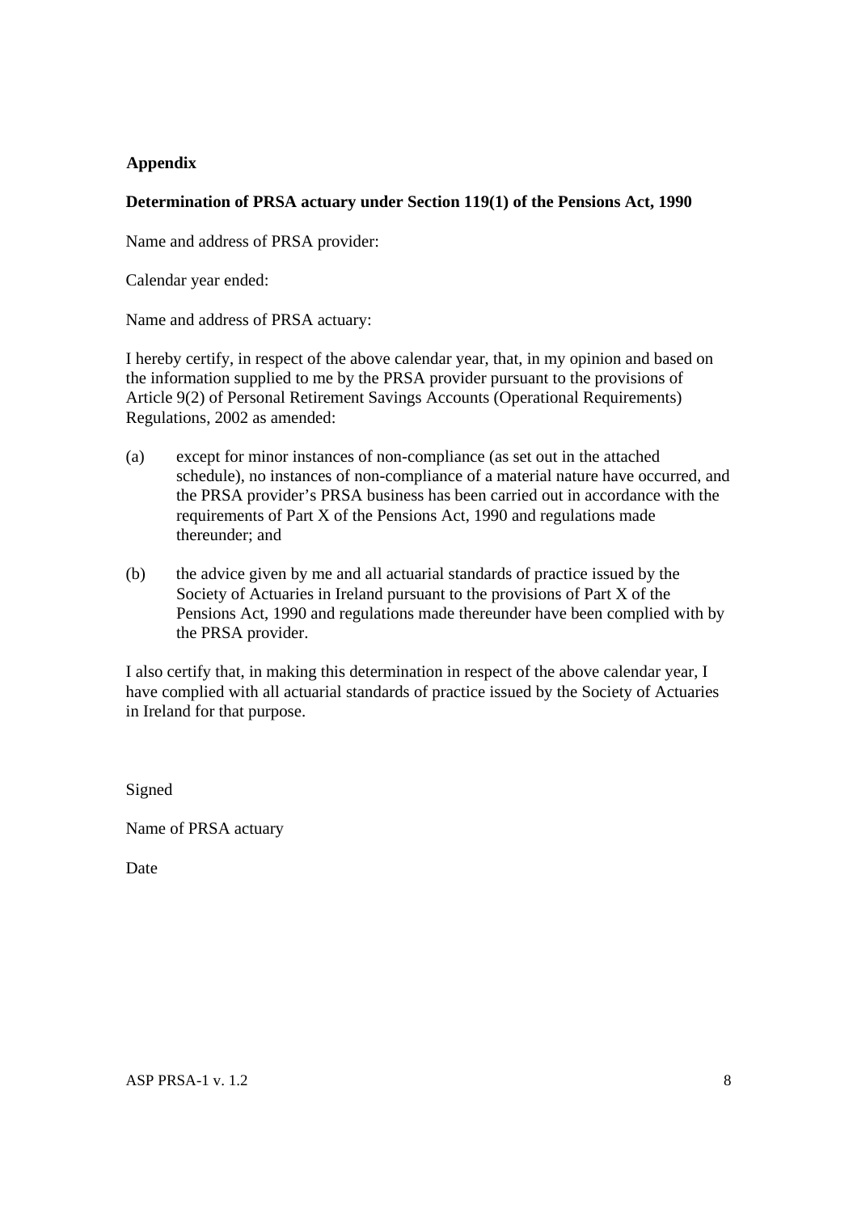## Appendix

**Determination of PRSA actuary under Section 119(1) of the Pensions Act, 1990**

Name and address of PRSA provider:

Calendar year ended:

Name and address of PRSA actuary:

I hereby certify, in respect of the above calendar year, that, in my opinion and based on the information supplied to me by the PRSA provider pursuant to the provisions of Article 9(2) of Personal Retirement Savings Accounts (Operational Requirements) Regulations, 2002 as amended:

(a) except for minor instances of non-compliance (as set out in the attached schedule), no instances of non-compliance of a material nature have occurred, and the PRSA provider's PRSA business has been carried out in accordance with the requirements of Part X of the Pensions Act, 1990 and regulations made thereunder; and

(b) the advice given by me and all actuarial standards of practice issued by the Society of Actuaries in Ireland pursuant to the provisions of Part X of the Pensions Act, 1990 and regulations made thereunder have been complied with by the PRSA provider.

I also certify that, in making this determination in respect of the above calendar year, I have complied with all actuarial standards of practice issued by the Society of Actuaries in Ireland for that purpose.

Signed

Name of PRSA actuary

Date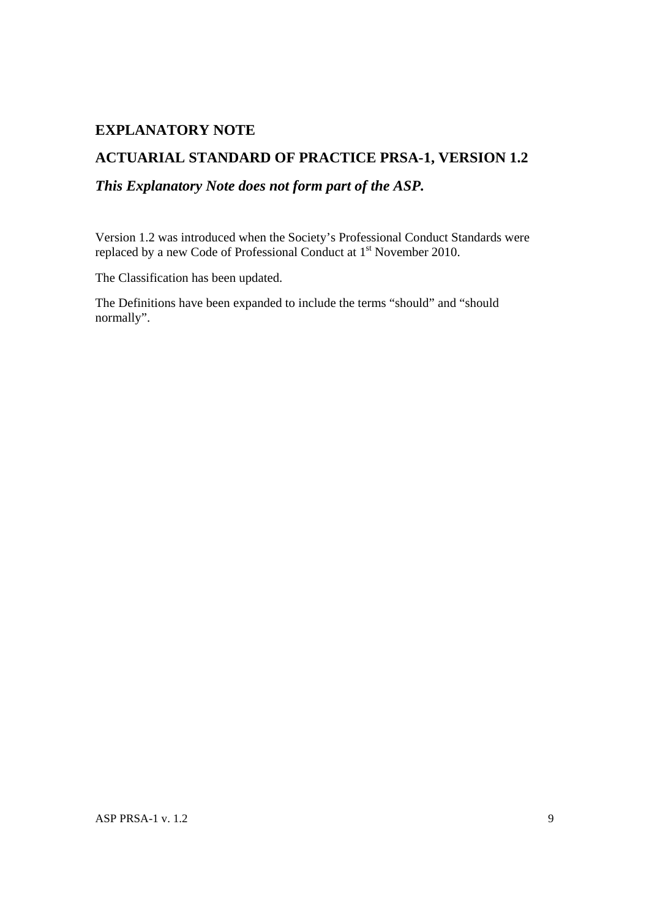## EXPLANATORY NOTE

## ACTUARIAL STANDARD OF PRACTICE PRSA-1, VERSION 1.2

### *This Explanatory Note does not form part of the ASP.*

Version 1.2 was introduced when the Society's Professional Conduct Standards were replaced by a new Code of Professional Conduct at 1st November 2010.

The Classification has been updated.

The Definitions have been expanded to include the terms "should" and "should normally".